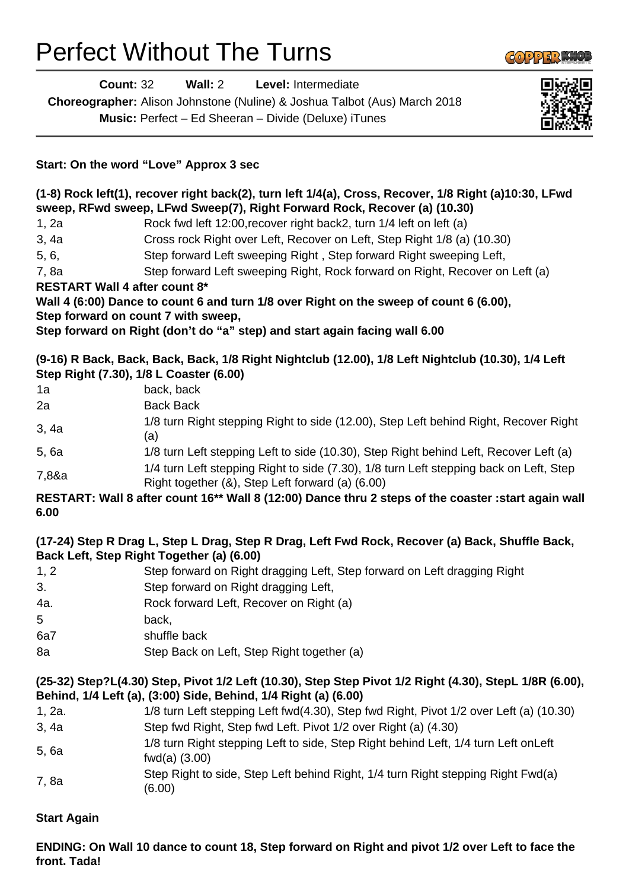# Perfect Without The Turns

**Count:** 32 **Wall:** 2 **Level:** Intermediate

**Choreographer:** Alison Johnstone (Nuline) & Joshua Talbot (Aus) March 2018

**Music:** Perfect – Ed Sheeran – Divide (Deluxe) iTunes

**Start: On the word "Love" Approx 3 sec**

**(1-8) Rock left(1), recover right back(2), turn left 1/4(a), Cross, Recover, 1/8 Right (a)10:30, LFwd sweep, RFwd sweep, LFwd Sweep(7), Right Forward Rock, Recover (a) (10.30)**

| | |
|---|---|
| 1, 2a | Rock fwd left 12:00,recover right back2, turn 1/4 left on left (a) |
| 3, 4a | Cross rock Right over Left, Recover on Left, Step Right 1/8 (a) (10.30) |
| 5, 6, | Step forward Left sweeping Right , Step forward Right sweeping Left, |
| 7, 8a | Step forward Left sweeping Right, Rock forward on Right, Recover on Left (a) |

**RESTART Wall 4 after count 8\***
**Wall 4 (6:00) Dance to count 6 and turn 1/8 over Right on the sweep of count 6 (6.00),**
**Step forward on count 7 with sweep,**
**Step forward on Right (don't do "a" step) and start again facing wall 6.00**

**(9-16) R Back, Back, Back, Back, 1/8 Right Nightclub (12.00), 1/8 Left Nightclub (10.30), 1/4 Left Step Right (7.30), 1/8 L Coaster (6.00)**

| | |
|---|---|
| 1a | back, back |
| 2a | Back Back |
| 3, 4a | 1/8 turn Right stepping Right to side (12.00), Step Left behind Right, Recover Right (a) |
| 5, 6a | 1/8 turn Left stepping Left to side (10.30), Step Right behind Left, Recover Left (a) |
| 7,8&a | 1/4 turn Left stepping Right to side (7.30), 1/8 turn Left stepping back on Left, Step Right together (&), Step Left forward (a) (6.00) |

**RESTART: Wall 8 after count 16\*\* Wall 8 (12:00) Dance thru 2 steps of the coaster :start again wall 6.00**

**(17-24) Step R Drag L, Step L Drag, Step R Drag, Left Fwd Rock, Recover (a) Back, Shuffle Back, Back Left, Step Right Together (a) (6.00)**

| | |
|---|---|
| 1, 2 | Step forward on Right dragging Left, Step forward on Left dragging Right |
| 3. | Step forward on Right dragging Left, |
| 4a. | Rock forward Left, Recover on Right (a) |
| 5 | back, |
| 6a7 | shuffle back |
| 8a | Step Back on Left, Step Right together (a) |

**(25-32) Step?L(4.30) Step, Pivot 1/2 Left (10.30), Step Step Pivot 1/2 Right (4.30), StepL 1/8R (6.00), Behind, 1/4 Left (a), (3:00) Side, Behind, 1/4 Right (a) (6.00)**

| | |
|---|---|
| 1, 2a. | 1/8 turn Left stepping Left fwd(4.30), Step fwd Right, Pivot 1/2 over Left (a) (10.30) |
| 3, 4a | Step fwd Right, Step fwd Left. Pivot 1/2 over Right (a) (4.30) |
| 5, 6a | 1/8 turn Right stepping Left to side, Step Right behind Left, 1/4 turn Left onLeft fwd(a) (3.00) |
| 7, 8a | Step Right to side, Step Left behind Right, 1/4 turn Right stepping Right Fwd(a) (6.00) |

**Start Again**

**ENDING: On Wall 10 dance to count 18, Step forward on Right and pivot 1/2 over Left to face the front. Tada!**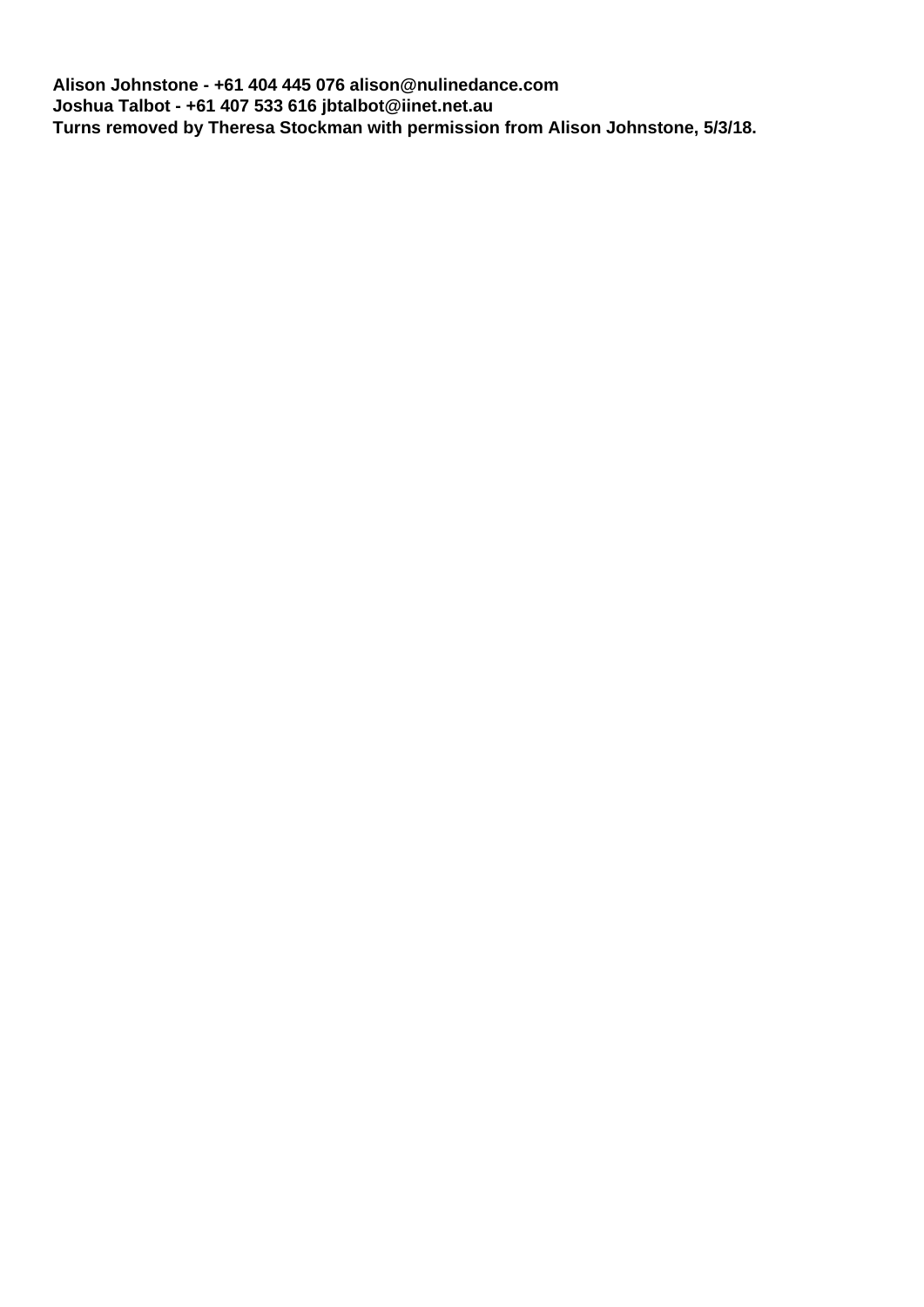**Alison Johnstone - +61 404 445 076 alison@nulinedance.com**
**Joshua Talbot - +61 407 533 616 jbtalbot@iinet.net.au**
**Turns removed by Theresa Stockman with permission from Alison Johnstone, 5/3/18.**